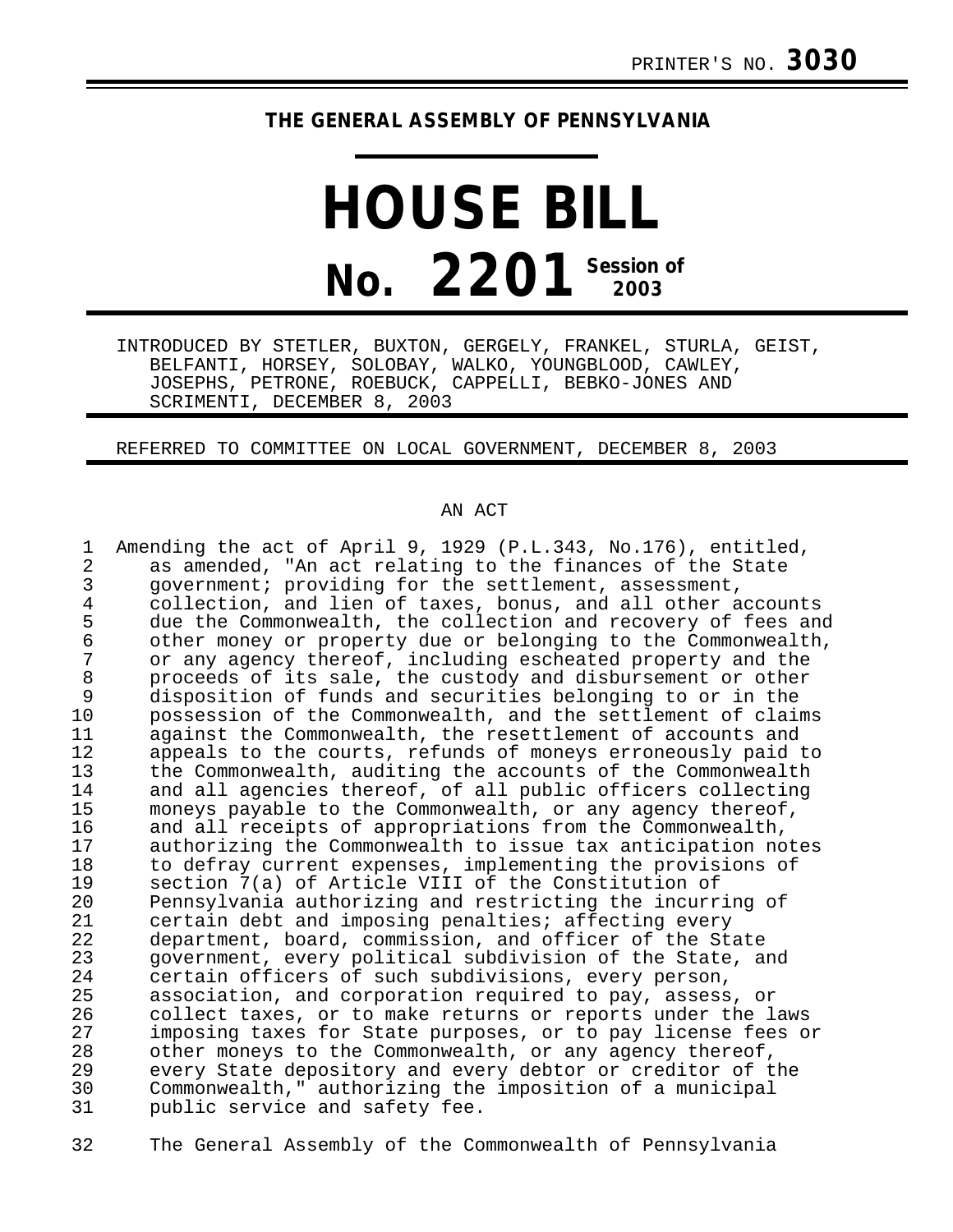PRINTER'S NO. **3030**

# THE GENERAL ASSEMBLY OF PENNSYLVANIA

# HOUSE BILL

## No. 2201 Session of 2003

INTRODUCED BY STETLER, BUXTON, GERGELY, FRANKEL, STURLA, GEIST, BELFANTI, HORSEY, SOLOBAY, WALKO, YOUNGBLOOD, CAWLEY, JOSEPHS, PETRONE, ROEBUCK, CAPPELLI, BEBKO-JONES AND SCRIMENTI, DECEMBER 8, 2003

REFERRED TO COMMITTEE ON LOCAL GOVERNMENT, DECEMBER 8, 2003

AN ACT

Amending the act of April 9, 1929 (P.L.343, No.176), entitled, as amended, "An act relating to the finances of the State government; providing for the settlement, assessment, collection, and lien of taxes, bonus, and all other accounts due the Commonwealth, the collection and recovery of fees and other money or property due or belonging to the Commonwealth, or any agency thereof, including escheated property and the proceeds of its sale, the custody and disbursement or other disposition of funds and securities belonging to or in the possession of the Commonwealth, and the settlement of claims against the Commonwealth, the resettlement of accounts and appeals to the courts, refunds of moneys erroneously paid to the Commonwealth, auditing the accounts of the Commonwealth and all agencies thereof, of all public officers collecting moneys payable to the Commonwealth, or any agency thereof, and all receipts of appropriations from the Commonwealth, authorizing the Commonwealth to issue tax anticipation notes to defray current expenses, implementing the provisions of section 7(a) of Article VIII of the Constitution of Pennsylvania authorizing and restricting the incurring of certain debt and imposing penalties; affecting every department, board, commission, and officer of the State government, every political subdivision of the State, and certain officers of such subdivisions, every person, association, and corporation required to pay, assess, or collect taxes, or to make returns or reports under the laws imposing taxes for State purposes, or to pay license fees or other moneys to the Commonwealth, or any agency thereof, every State depository and every debtor or creditor of the Commonwealth," authorizing the imposition of a municipal public service and safety fee.

The General Assembly of the Commonwealth of Pennsylvania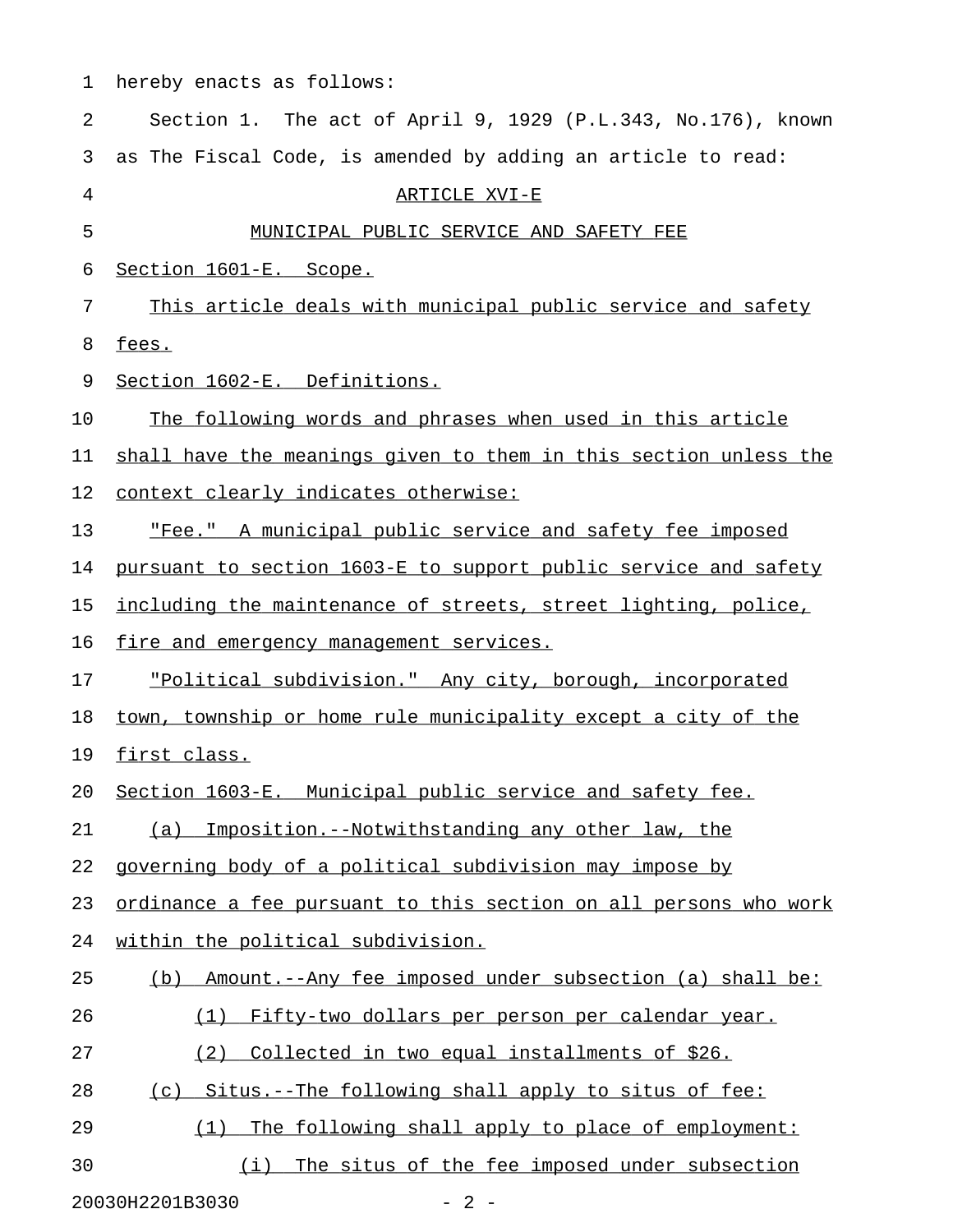hereby enacts as follows:

Section 1. The act of April 9, 1929 (P.L.343, No.176), known as The Fiscal Code, is amended by adding an article to read:

ARTICLE XVI-E

MUNICIPAL PUBLIC SERVICE AND SAFETY FEE

Section 1601-E. Scope.

This article deals with municipal public service and safety fees.

Section 1602-E. Definitions.

The following words and phrases when used in this article shall have the meanings given to them in this section unless the context clearly indicates otherwise:

"Fee." A municipal public service and safety fee imposed pursuant to section 1603-E to support public service and safety including the maintenance of streets, street lighting, police, fire and emergency management services.

"Political subdivision." Any city, borough, incorporated town, township or home rule municipality except a city of the first class.

Section 1603-E. Municipal public service and safety fee.

(a) Imposition.--Notwithstanding any other law, the governing body of a political subdivision may impose by ordinance a fee pursuant to this section on all persons who work within the political subdivision.

(b) Amount.--Any fee imposed under subsection (a) shall be:

(1) Fifty-two dollars per person per calendar year.

(2) Collected in two equal installments of $26.

(c) Situs.--The following shall apply to situs of fee:

(1) The following shall apply to place of employment:

(i) The situs of the fee imposed under subsection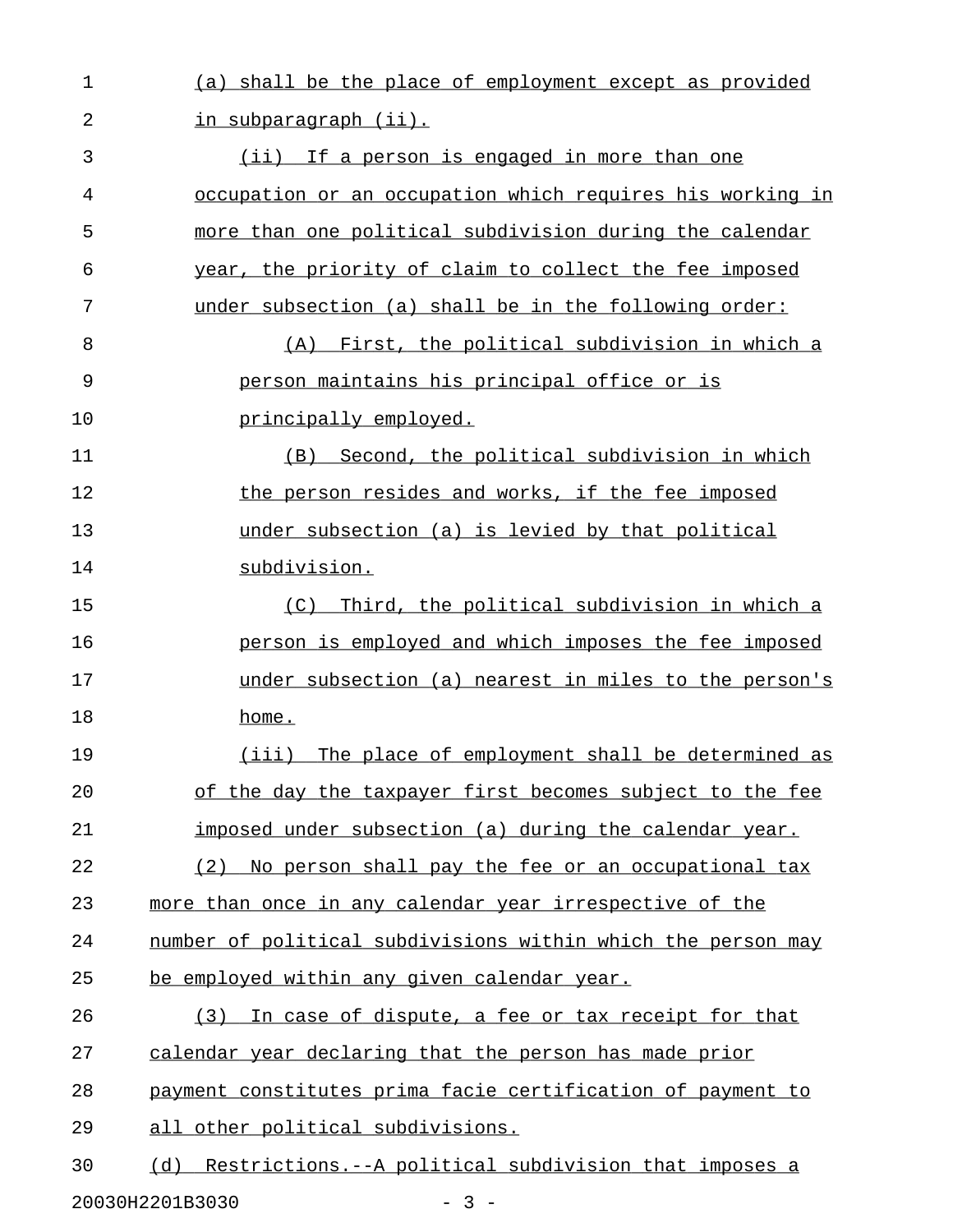(a) shall be the place of employment except as provided in subparagraph (ii).

(ii) If a person is engaged in more than one occupation or an occupation which requires his working in more than one political subdivision during the calendar year, the priority of claim to collect the fee imposed under subsection (a) shall be in the following order:

(A) First, the political subdivision in which a person maintains his principal office or is principally employed.

(B) Second, the political subdivision in which the person resides and works, if the fee imposed under subsection (a) is levied by that political subdivision.

(C) Third, the political subdivision in which a person is employed and which imposes the fee imposed under subsection (a) nearest in miles to the person's home.

(iii) The place of employment shall be determined as of the day the taxpayer first becomes subject to the fee imposed under subsection (a) during the calendar year.

(2) No person shall pay the fee or an occupational tax more than once in any calendar year irrespective of the number of political subdivisions within which the person may be employed within any given calendar year.

(3) In case of dispute, a fee or tax receipt for that calendar year declaring that the person has made prior payment constitutes prima facie certification of payment to all other political subdivisions.

(d) Restrictions.--A political subdivision that imposes a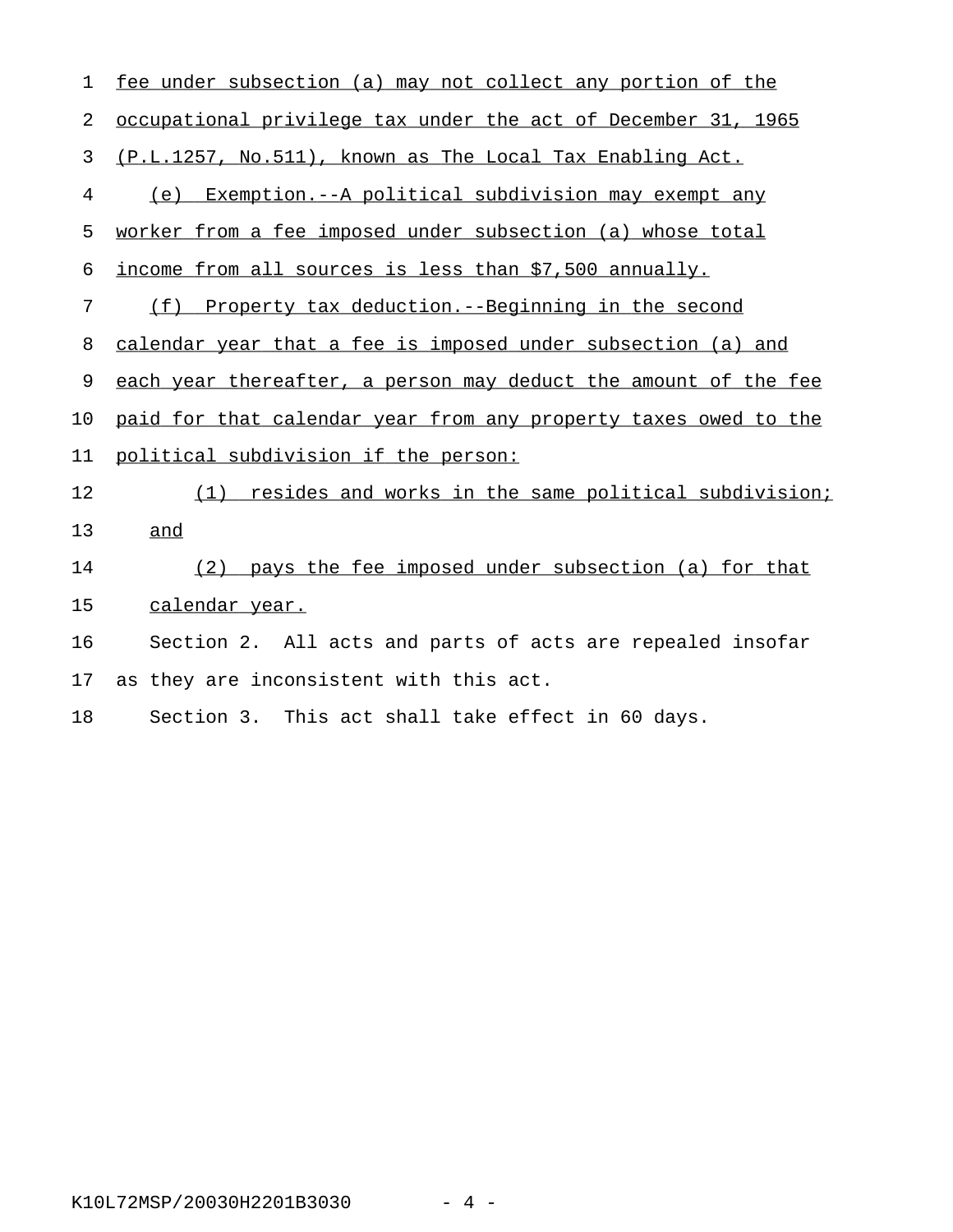fee under subsection (a) may not collect any portion of the occupational privilege tax under the act of December 31, 1965 (P.L.1257, No.511), known as The Local Tax Enabling Act.

(e) Exemption.--A political subdivision may exempt any worker from a fee imposed under subsection (a) whose total income from all sources is less than $7,500 annually.

(f) Property tax deduction.--Beginning in the second calendar year that a fee is imposed under subsection (a) and each year thereafter, a person may deduct the amount of the fee paid for that calendar year from any property taxes owed to the political subdivision if the person:

(1) resides and works in the same political subdivision; and

(2) pays the fee imposed under subsection (a) for that calendar year.

Section 2. All acts and parts of acts are repealed insofar as they are inconsistent with this act.

Section 3. This act shall take effect in 60 days.